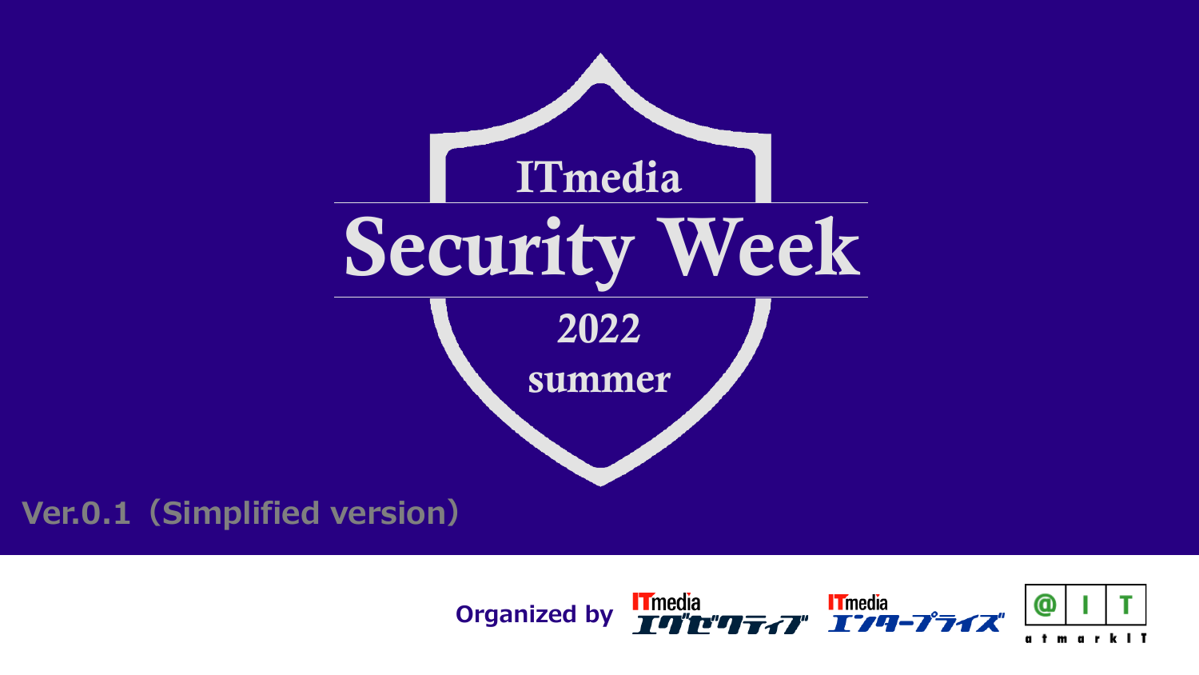# ITmedia Security Week 2022 summer

Ver.0.1（Simplified version）

Organized by ITmedia エグゼクティブ ITmedia エンタープライズ @IT atmarkIT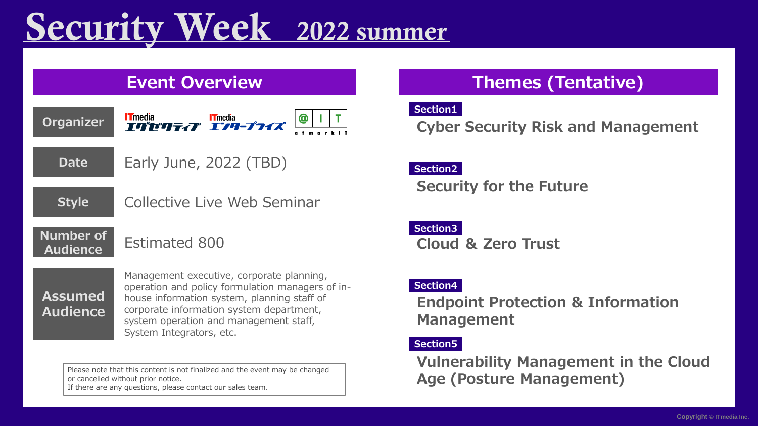# Security Week 2022 summer

## Event Overview

| | |
|---|---|
| Organizer | ITmedia エグゼクティブ, ITmedia エンタープライズ, @IT atmarkIT |
| Date | Early June, 2022 (TBD) |
| Style | Collective Live Web Seminar |
| Number of Audience | Estimated 800 |
| Assumed Audience | Management executive, corporate planning, operation and policy formulation managers of in-house information system, planning staff of corporate information system department, system operation and management staff, System Integrators, etc. |

Please note that this content is not finalized and the event may be changed or cancelled without prior notice.
If there are any questions, please contact our sales team.

## Themes (Tentative)

**Section1**
Cyber Security Risk and Management

**Section2**
Security for the Future

**Section3**
Cloud & Zero Trust

**Section4**
Endpoint Protection & Information Management

**Section5**
Vulnerability Management in the Cloud Age (Posture Management)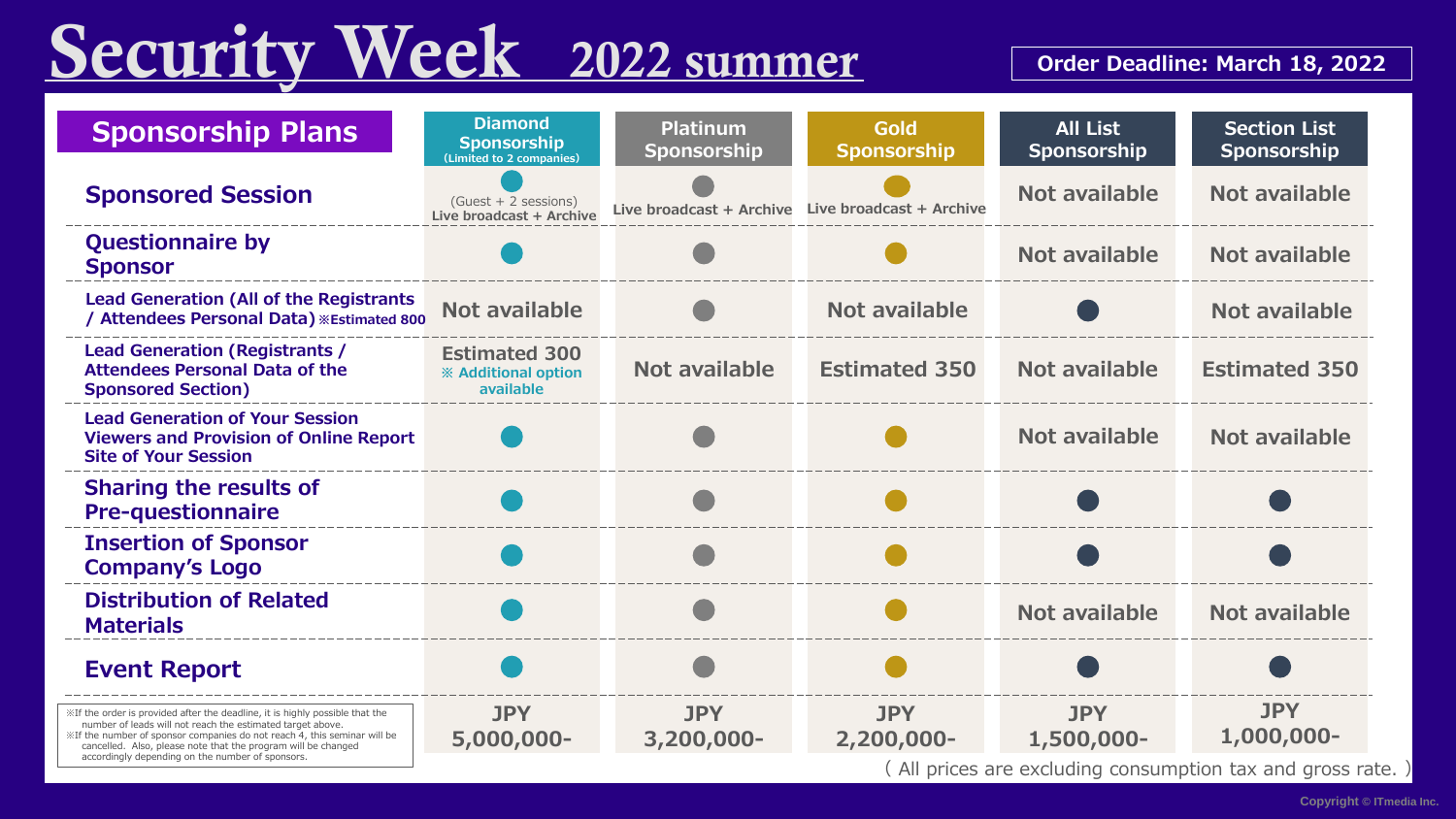# Security Week 2022 summer

**Order Deadline: March 18, 2022**

| Sponsorship Plans | Diamond Sponsorship (Limited to 2 companies) | Platinum Sponsorship | Gold Sponsorship | All List Sponsorship | Section List Sponsorship |
|---|---|---|---|---|---|
| Sponsored Session | ● (Guest + 2 sessions) Live broadcast + Archive | ● Live broadcast + Archive | ● Live broadcast + Archive | Not available | Not available |
| Questionnaire by Sponsor | ● | ● | ● | Not available | Not available |
| Lead Generation (All of the Registrants / Attendees Personal Data) ※Estimated 800 | Not available | ● | Not available | ● | Not available |
| Lead Generation (Registrants / Attendees Personal Data of the Sponsored Section) | Estimated 300 ※ Additional option available | Not available | Estimated 350 | Not available | Estimated 350 |
| Lead Generation of Your Session Viewers and Provision of Online Report Site of Your Session | ● | ● | ● | Not available | Not available |
| Sharing the results of Pre-questionnaire | ● | ● | ● | ● | ● |
| Insertion of Sponsor Company's Logo | ● | ● | ● | ● | ● |
| Distribution of Related Materials | ● | ● | ● | Not available | Not available |
| Event Report | ● | ● | ● | ● | ● |
| | JPY 5,000,000- | JPY 3,200,000- | JPY 2,200,000- | JPY 1,500,000- | JPY 1,000,000- |

※If the order is provided after the deadline, it is highly possible that the number of leads will not reach the estimated target above.
※If the number of sponsor companies do not reach 4, this seminar will be cancelled. Also, please note that the program will be changed accordingly depending on the number of sponsors.

( All prices are excluding consumption tax and gross rate. )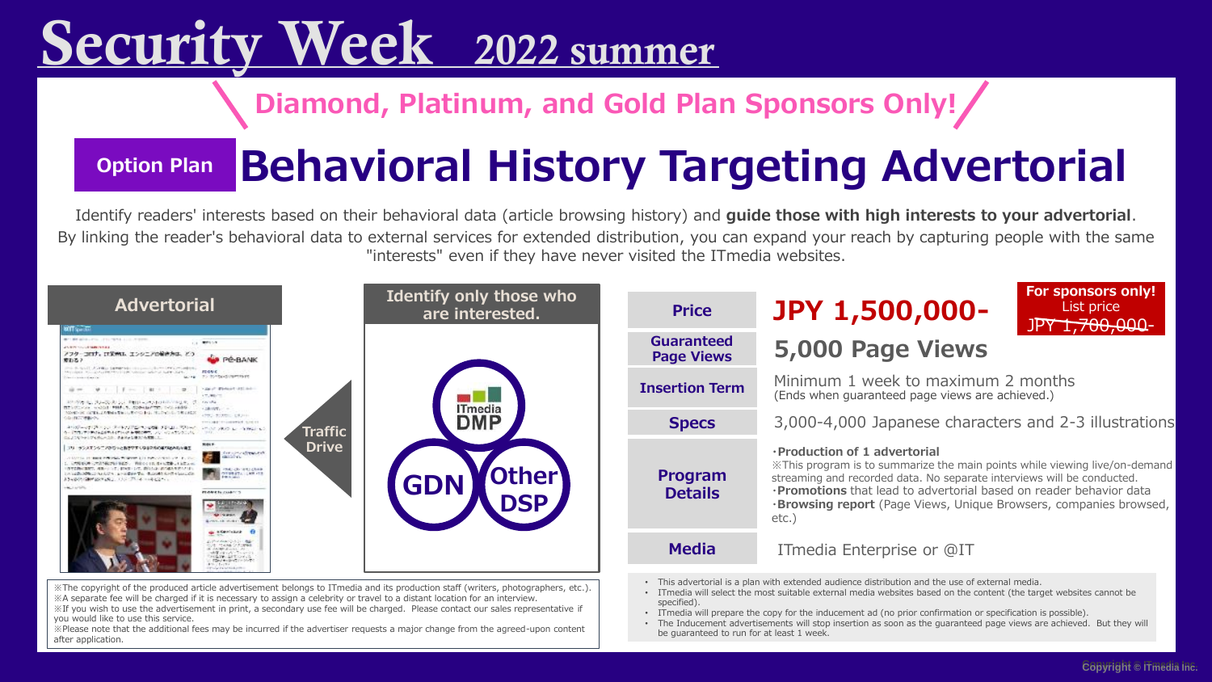# Security Week 2022 summer

**Diamond, Platinum, and Gold Plan Sponsors Only!**

## Option Plan — Behavioral History Targeting Advertorial

Identify readers' interests based on their behavioral data (article browsing history) and **guide those with high interests to your advertorial**.
By linking the reader's behavioral data to external services for extended distribution, you can expand your reach by capturing people with the same "interests" even if they have never visited the ITmedia websites.

**Advertorial** ← Traffic Drive ← **Identify only those who are interested.** (ITmedia DMP / GDN / Other DSP)

| | |
|---|---|
| **Price** | **JPY 1,500,000-** (For sponsors only! List price ~~JPY 1,700,000-~~) |
| **Guaranteed Page Views** | 5,000 Page Views |
| **Insertion Term** | Minimum 1 week to maximum 2 months (Ends when guaranteed page views are achieved.) |
| **Specs** | 3,000-4,000 Japanese characters and 2-3 illustrations |
| **Program Details** | ・**Production of 1 advertorial** ※This program is to summarize the main points while viewing live/on-demand streaming and recorded data. No separate interviews will be conducted. ・**Promotions** that lead to advertorial based on reader behavior data ・**Browsing report** (Page Views, Unique Browsers, companies browsed, etc.) |
| **Media** | ITmedia Enterprise or @IT |

※The copyright of the produced article advertisement belongs to ITmedia and its production staff (writers, photographers, etc.).
※A separate fee will be charged if it is necessary to assign a celebrity or travel to a distant location for an interview.
※If you wish to use the advertisement in print, a secondary use fee will be charged. Please contact our sales representative if you would like to use this service.
※Please note that the additional fees may be incurred if the advertiser requests a major change from the agreed-upon content after application.

- This advertorial is a plan with extended audience distribution and the use of external media.
- ITmedia will select the most suitable external media websites based on the content (the target websites cannot be specified).
- ITmedia will prepare the copy for the inducement ad (no prior confirmation or specification is possible).
- The Inducement advertisements will stop insertion as soon as the guaranteed page views are achieved. But they will be guaranteed to run for at least 1 week.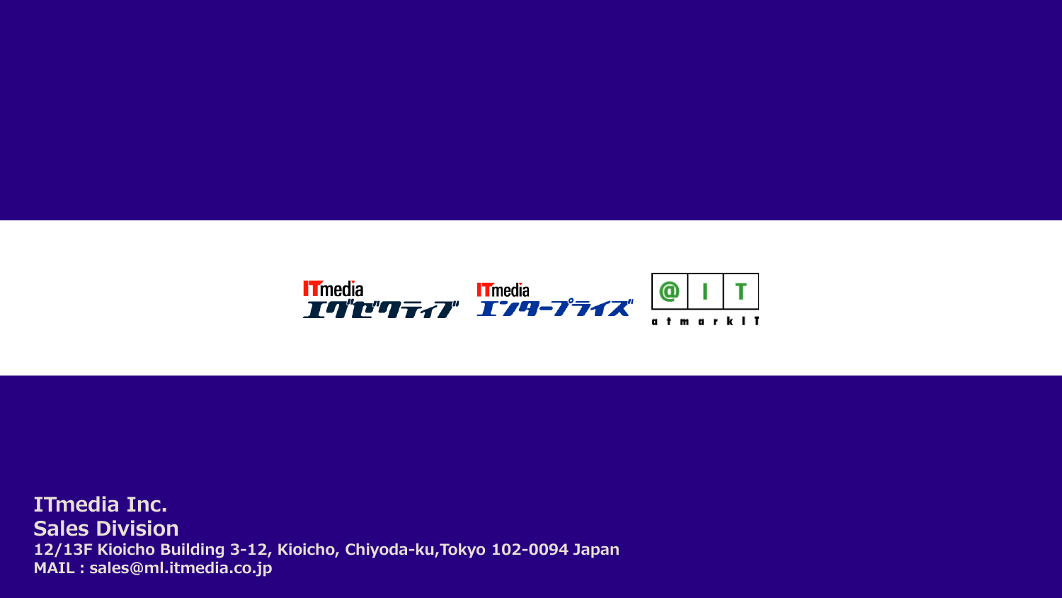ITmedia エグゼクティブ　ITmedia エンタープライズ　@IT atmarkIT

**ITmedia Inc.**
**Sales Division**
12/13F Kioicho Building 3-12, Kioicho, Chiyoda-ku,Tokyo 102-0094 Japan
MAIL : sales@ml.itmedia.co.jp